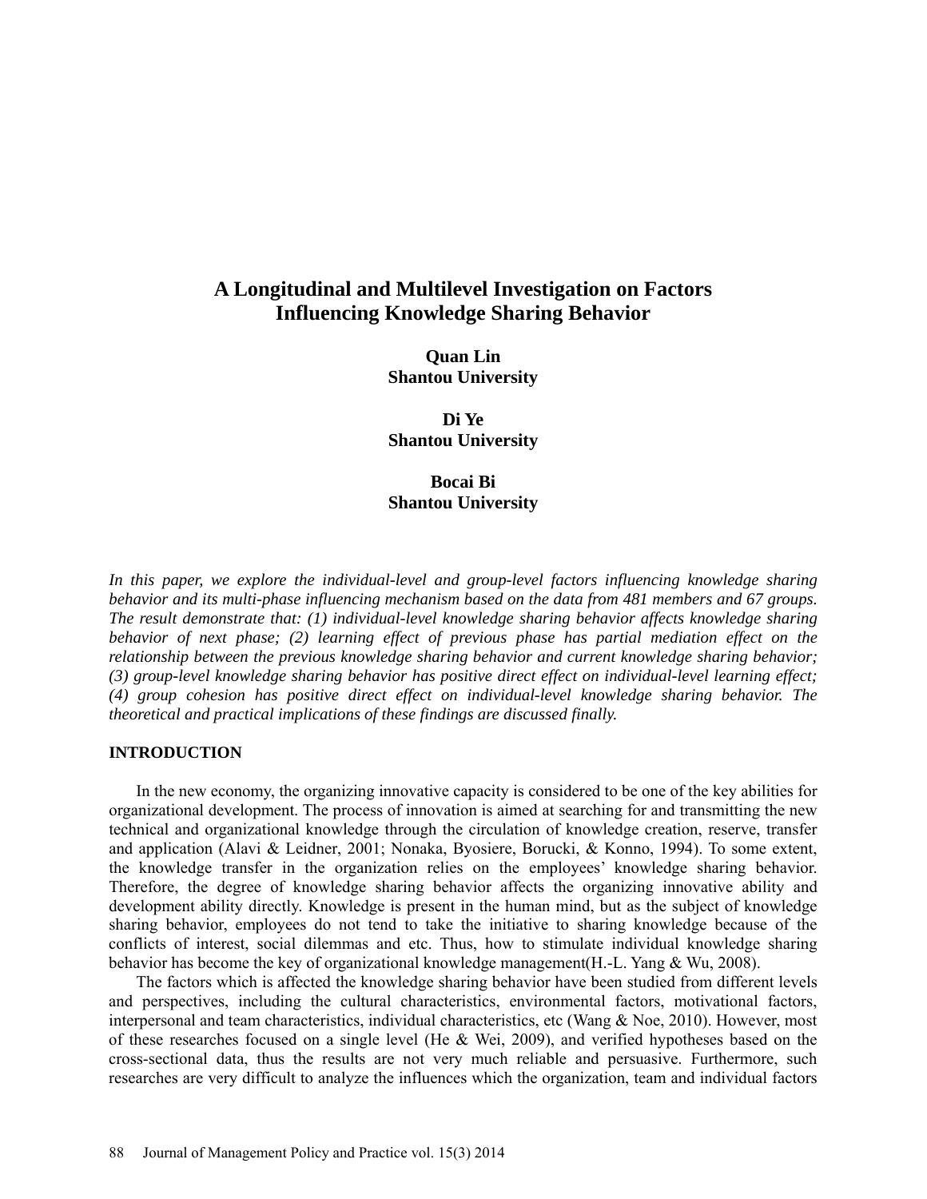# A Longitudinal and Multilevel Investigation on Factors Influencing Knowledge Sharing Behavior

**Quan Lin**
**Shantou University**

**Di Ye**
**Shantou University**

**Bocai Bi**
**Shantou University**

*In this paper, we explore the individual-level and group-level factors influencing knowledge sharing behavior and its multi-phase influencing mechanism based on the data from 481 members and 67 groups. The result demonstrate that: (1) individual-level knowledge sharing behavior affects knowledge sharing behavior of next phase; (2) learning effect of previous phase has partial mediation effect on the relationship between the previous knowledge sharing behavior and current knowledge sharing behavior; (3) group-level knowledge sharing behavior has positive direct effect on individual-level learning effect; (4) group cohesion has positive direct effect on individual-level knowledge sharing behavior. The theoretical and practical implications of these findings are discussed finally.*

## INTRODUCTION

In the new economy, the organizing innovative capacity is considered to be one of the key abilities for organizational development. The process of innovation is aimed at searching for and transmitting the new technical and organizational knowledge through the circulation of knowledge creation, reserve, transfer and application (Alavi & Leidner, 2001; Nonaka, Byosiere, Borucki, & Konno, 1994). To some extent, the knowledge transfer in the organization relies on the employees' knowledge sharing behavior. Therefore, the degree of knowledge sharing behavior affects the organizing innovative ability and development ability directly. Knowledge is present in the human mind, but as the subject of knowledge sharing behavior, employees do not tend to take the initiative to sharing knowledge because of the conflicts of interest, social dilemmas and etc. Thus, how to stimulate individual knowledge sharing behavior has become the key of organizational knowledge management(H.-L. Yang & Wu, 2008).

The factors which is affected the knowledge sharing behavior have been studied from different levels and perspectives, including the cultural characteristics, environmental factors, motivational factors, interpersonal and team characteristics, individual characteristics, etc (Wang & Noe, 2010). However, most of these researches focused on a single level (He & Wei, 2009), and verified hypotheses based on the cross-sectional data, thus the results are not very much reliable and persuasive. Furthermore, such researches are very difficult to analyze the influences which the organization, team and individual factors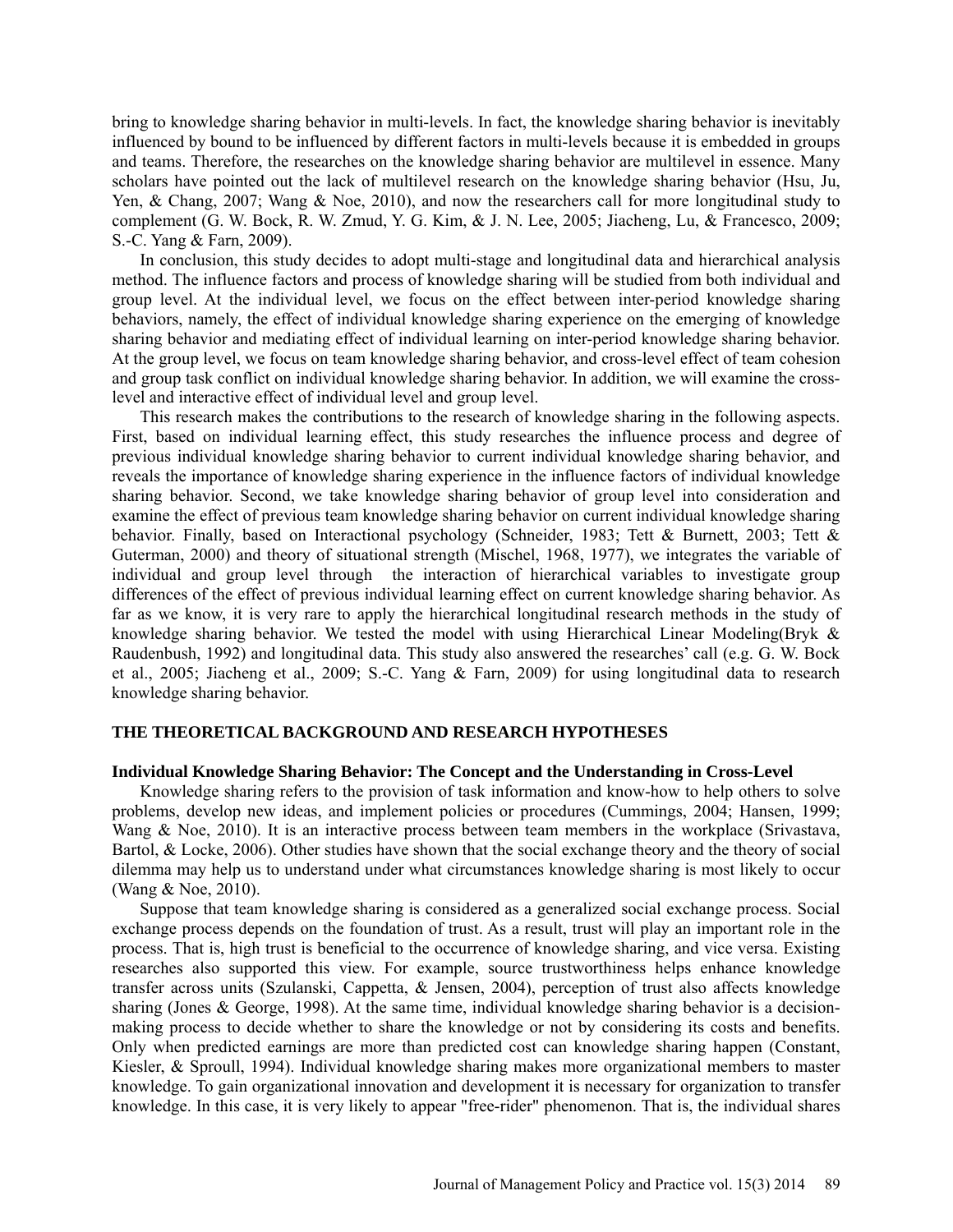bring to knowledge sharing behavior in multi-levels. In fact, the knowledge sharing behavior is inevitably influenced by bound to be influenced by different factors in multi-levels because it is embedded in groups and teams. Therefore, the researches on the knowledge sharing behavior are multilevel in essence. Many scholars have pointed out the lack of multilevel research on the knowledge sharing behavior (Hsu, Ju, Yen, & Chang, 2007; Wang & Noe, 2010), and now the researchers call for more longitudinal study to complement (G. W. Bock, R. W. Zmud, Y. G. Kim, & J. N. Lee, 2005; Jiacheng, Lu, & Francesco, 2009; S.-C. Yang & Farn, 2009).

In conclusion, this study decides to adopt multi-stage and longitudinal data and hierarchical analysis method. The influence factors and process of knowledge sharing will be studied from both individual and group level. At the individual level, we focus on the effect between inter-period knowledge sharing behaviors, namely, the effect of individual knowledge sharing experience on the emerging of knowledge sharing behavior and mediating effect of individual learning on inter-period knowledge sharing behavior. At the group level, we focus on team knowledge sharing behavior, and cross-level effect of team cohesion and group task conflict on individual knowledge sharing behavior. In addition, we will examine the cross-level and interactive effect of individual level and group level.

This research makes the contributions to the research of knowledge sharing in the following aspects. First, based on individual learning effect, this study researches the influence process and degree of previous individual knowledge sharing behavior to current individual knowledge sharing behavior, and reveals the importance of knowledge sharing experience in the influence factors of individual knowledge sharing behavior. Second, we take knowledge sharing behavior of group level into consideration and examine the effect of previous team knowledge sharing behavior on current individual knowledge sharing behavior. Finally, based on Interactional psychology (Schneider, 1983; Tett & Burnett, 2003; Tett & Guterman, 2000) and theory of situational strength (Mischel, 1968, 1977), we integrates the variable of individual and group level through the interaction of hierarchical variables to investigate group differences of the effect of previous individual learning effect on current knowledge sharing behavior. As far as we know, it is very rare to apply the hierarchical longitudinal research methods in the study of knowledge sharing behavior. We tested the model with using Hierarchical Linear Modeling(Bryk & Raudenbush, 1992) and longitudinal data. This study also answered the researches' call (e.g. G. W. Bock et al., 2005; Jiacheng et al., 2009; S.-C. Yang & Farn, 2009) for using longitudinal data to research knowledge sharing behavior.

## THE THEORETICAL BACKGROUND AND RESEARCH HYPOTHESES

### Individual Knowledge Sharing Behavior: The Concept and the Understanding in Cross-Level

Knowledge sharing refers to the provision of task information and know-how to help others to solve problems, develop new ideas, and implement policies or procedures (Cummings, 2004; Hansen, 1999; Wang & Noe, 2010). It is an interactive process between team members in the workplace (Srivastava, Bartol, & Locke, 2006). Other studies have shown that the social exchange theory and the theory of social dilemma may help us to understand under what circumstances knowledge sharing is most likely to occur (Wang & Noe, 2010).

Suppose that team knowledge sharing is considered as a generalized social exchange process. Social exchange process depends on the foundation of trust. As a result, trust will play an important role in the process. That is, high trust is beneficial to the occurrence of knowledge sharing, and vice versa. Existing researches also supported this view. For example, source trustworthiness helps enhance knowledge transfer across units (Szulanski, Cappetta, & Jensen, 2004), perception of trust also affects knowledge sharing (Jones & George, 1998). At the same time, individual knowledge sharing behavior is a decision-making process to decide whether to share the knowledge or not by considering its costs and benefits. Only when predicted earnings are more than predicted cost can knowledge sharing happen (Constant, Kiesler, & Sproull, 1994). Individual knowledge sharing makes more organizational members to master knowledge. To gain organizational innovation and development it is necessary for organization to transfer knowledge. In this case, it is very likely to appear "free-rider" phenomenon. That is, the individual shares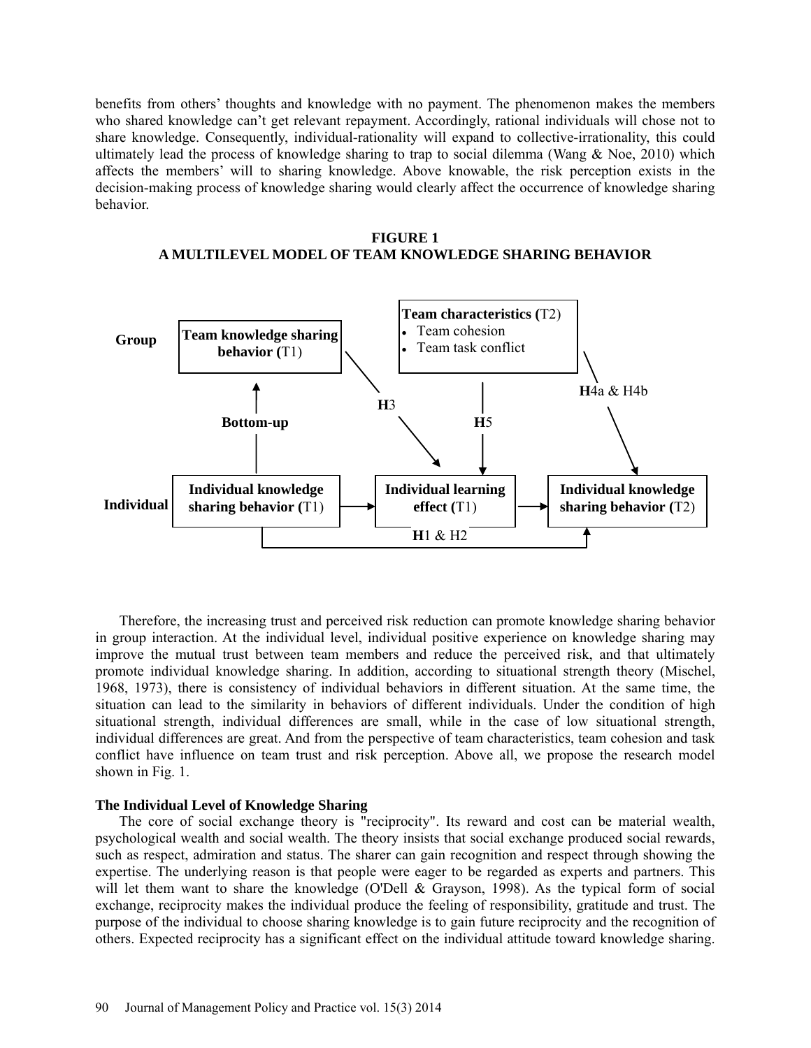benefits from others' thoughts and knowledge with no payment. The phenomenon makes the members who shared knowledge can't get relevant repayment. Accordingly, rational individuals will chose not to share knowledge. Consequently, individual-rationality will expand to collective-irrationality, this could ultimately lead the process of knowledge sharing to trap to social dilemma (Wang & Noe, 2010) which affects the members' will to sharing knowledge. Above knowable, the risk perception exists in the decision-making process of knowledge sharing would clearly affect the occurrence of knowledge sharing behavior.

**FIGURE 1**
**A MULTILEVEL MODEL OF TEAM KNOWLEDGE SHARING BEHAVIOR**

Group: **Team knowledge sharing behavior (**T1) — **Team characteristics (**T2): Team cohesion; Team task conflict

Individual: **Individual knowledge sharing behavior (**T1) → **Individual learning effect (**T1) → **Individual knowledge sharing behavior (**T2)

Bottom-up; **H**3; **H**5; **H**4a & H4b; **H**1 & H2

Therefore, the increasing trust and perceived risk reduction can promote knowledge sharing behavior in group interaction. At the individual level, individual positive experience on knowledge sharing may improve the mutual trust between team members and reduce the perceived risk, and that ultimately promote individual knowledge sharing. In addition, according to situational strength theory (Mischel, 1968, 1973), there is consistency of individual behaviors in different situation. At the same time, the situation can lead to the similarity in behaviors of different individuals. Under the condition of high situational strength, individual differences are small, while in the case of low situational strength, individual differences are great. And from the perspective of team characteristics, team cohesion and task conflict have influence on team trust and risk perception. Above all, we propose the research model shown in Fig. 1.

### The Individual Level of Knowledge Sharing

The core of social exchange theory is "reciprocity". Its reward and cost can be material wealth, psychological wealth and social wealth. The theory insists that social exchange produced social rewards, such as respect, admiration and status. The sharer can gain recognition and respect through showing the expertise. The underlying reason is that people were eager to be regarded as experts and partners. This will let them want to share the knowledge (O'Dell & Grayson, 1998). As the typical form of social exchange, reciprocity makes the individual produce the feeling of responsibility, gratitude and trust. The purpose of the individual to choose sharing knowledge is to gain future reciprocity and the recognition of others. Expected reciprocity has a significant effect on the individual attitude toward knowledge sharing.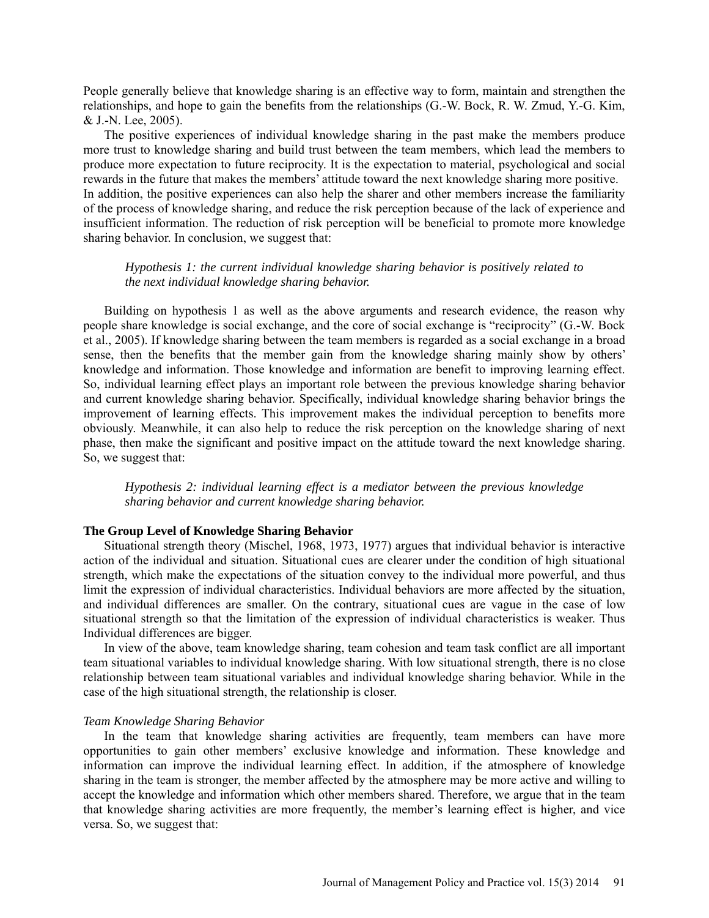People generally believe that knowledge sharing is an effective way to form, maintain and strengthen the relationships, and hope to gain the benefits from the relationships (G.-W. Bock, R. W. Zmud, Y.-G. Kim, & J.-N. Lee, 2005).

The positive experiences of individual knowledge sharing in the past make the members produce more trust to knowledge sharing and build trust between the team members, which lead the members to produce more expectation to future reciprocity. It is the expectation to material, psychological and social rewards in the future that makes the members' attitude toward the next knowledge sharing more positive. In addition, the positive experiences can also help the sharer and other members increase the familiarity of the process of knowledge sharing, and reduce the risk perception because of the lack of experience and insufficient information. The reduction of risk perception will be beneficial to promote more knowledge sharing behavior. In conclusion, we suggest that:

> *Hypothesis 1: the current individual knowledge sharing behavior is positively related to the next individual knowledge sharing behavior.*

Building on hypothesis 1 as well as the above arguments and research evidence, the reason why people share knowledge is social exchange, and the core of social exchange is "reciprocity" (G.-W. Bock et al., 2005). If knowledge sharing between the team members is regarded as a social exchange in a broad sense, then the benefits that the member gain from the knowledge sharing mainly show by others' knowledge and information. Those knowledge and information are benefit to improving learning effect. So, individual learning effect plays an important role between the previous knowledge sharing behavior and current knowledge sharing behavior. Specifically, individual knowledge sharing behavior brings the improvement of learning effects. This improvement makes the individual perception to benefits more obviously. Meanwhile, it can also help to reduce the risk perception on the knowledge sharing of next phase, then make the significant and positive impact on the attitude toward the next knowledge sharing. So, we suggest that:

> *Hypothesis 2: individual learning effect is a mediator between the previous knowledge sharing behavior and current knowledge sharing behavior.*

### The Group Level of Knowledge Sharing Behavior

Situational strength theory (Mischel, 1968, 1973, 1977) argues that individual behavior is interactive action of the individual and situation. Situational cues are clearer under the condition of high situational strength, which make the expectations of the situation convey to the individual more powerful, and thus limit the expression of individual characteristics. Individual behaviors are more affected by the situation, and individual differences are smaller. On the contrary, situational cues are vague in the case of low situational strength so that the limitation of the expression of individual characteristics is weaker. Thus Individual differences are bigger.

In view of the above, team knowledge sharing, team cohesion and team task conflict are all important team situational variables to individual knowledge sharing. With low situational strength, there is no close relationship between team situational variables and individual knowledge sharing behavior. While in the case of the high situational strength, the relationship is closer.

#### *Team Knowledge Sharing Behavior*

In the team that knowledge sharing activities are frequently, team members can have more opportunities to gain other members' exclusive knowledge and information. These knowledge and information can improve the individual learning effect. In addition, if the atmosphere of knowledge sharing in the team is stronger, the member affected by the atmosphere may be more active and willing to accept the knowledge and information which other members shared. Therefore, we argue that in the team that knowledge sharing activities are more frequently, the member's learning effect is higher, and vice versa. So, we suggest that: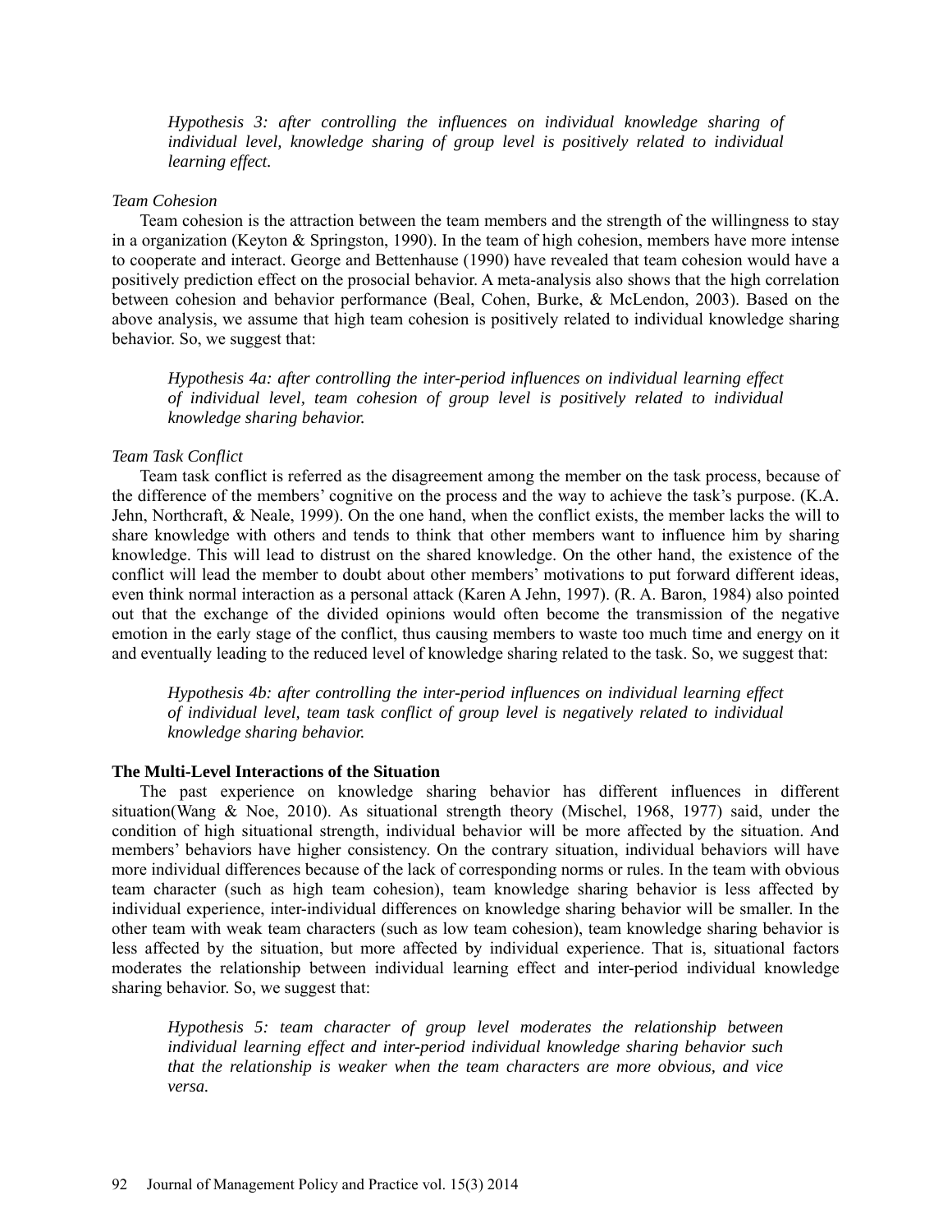*Hypothesis 3: after controlling the influences on individual knowledge sharing of individual level, knowledge sharing of group level is positively related to individual learning effect.*

### *Team Cohesion*

Team cohesion is the attraction between the team members and the strength of the willingness to stay in a organization (Keyton & Springston, 1990). In the team of high cohesion, members have more intense to cooperate and interact. George and Bettenhause (1990) have revealed that team cohesion would have a positively prediction effect on the prosocial behavior. A meta-analysis also shows that the high correlation between cohesion and behavior performance (Beal, Cohen, Burke, & McLendon, 2003). Based on the above analysis, we assume that high team cohesion is positively related to individual knowledge sharing behavior. So, we suggest that:

*Hypothesis 4a: after controlling the inter-period influences on individual learning effect of individual level, team cohesion of group level is positively related to individual knowledge sharing behavior.*

### *Team Task Conflict*

Team task conflict is referred as the disagreement among the member on the task process, because of the difference of the members' cognitive on the process and the way to achieve the task's purpose. (K.A. Jehn, Northcraft, & Neale, 1999). On the one hand, when the conflict exists, the member lacks the will to share knowledge with others and tends to think that other members want to influence him by sharing knowledge. This will lead to distrust on the shared knowledge. On the other hand, the existence of the conflict will lead the member to doubt about other members' motivations to put forward different ideas, even think normal interaction as a personal attack (Karen A Jehn, 1997). (R. A. Baron, 1984) also pointed out that the exchange of the divided opinions would often become the transmission of the negative emotion in the early stage of the conflict, thus causing members to waste too much time and energy on it and eventually leading to the reduced level of knowledge sharing related to the task. So, we suggest that:

*Hypothesis 4b: after controlling the inter-period influences on individual learning effect of individual level, team task conflict of group level is negatively related to individual knowledge sharing behavior.*

## The Multi-Level Interactions of the Situation

The past experience on knowledge sharing behavior has different influences in different situation(Wang & Noe, 2010). As situational strength theory (Mischel, 1968, 1977) said, under the condition of high situational strength, individual behavior will be more affected by the situation. And members' behaviors have higher consistency. On the contrary situation, individual behaviors will have more individual differences because of the lack of corresponding norms or rules. In the team with obvious team character (such as high team cohesion), team knowledge sharing behavior is less affected by individual experience, inter-individual differences on knowledge sharing behavior will be smaller. In the other team with weak team characters (such as low team cohesion), team knowledge sharing behavior is less affected by the situation, but more affected by individual experience. That is, situational factors moderates the relationship between individual learning effect and inter-period individual knowledge sharing behavior. So, we suggest that:

*Hypothesis 5: team character of group level moderates the relationship between individual learning effect and inter-period individual knowledge sharing behavior such that the relationship is weaker when the team characters are more obvious, and vice versa.*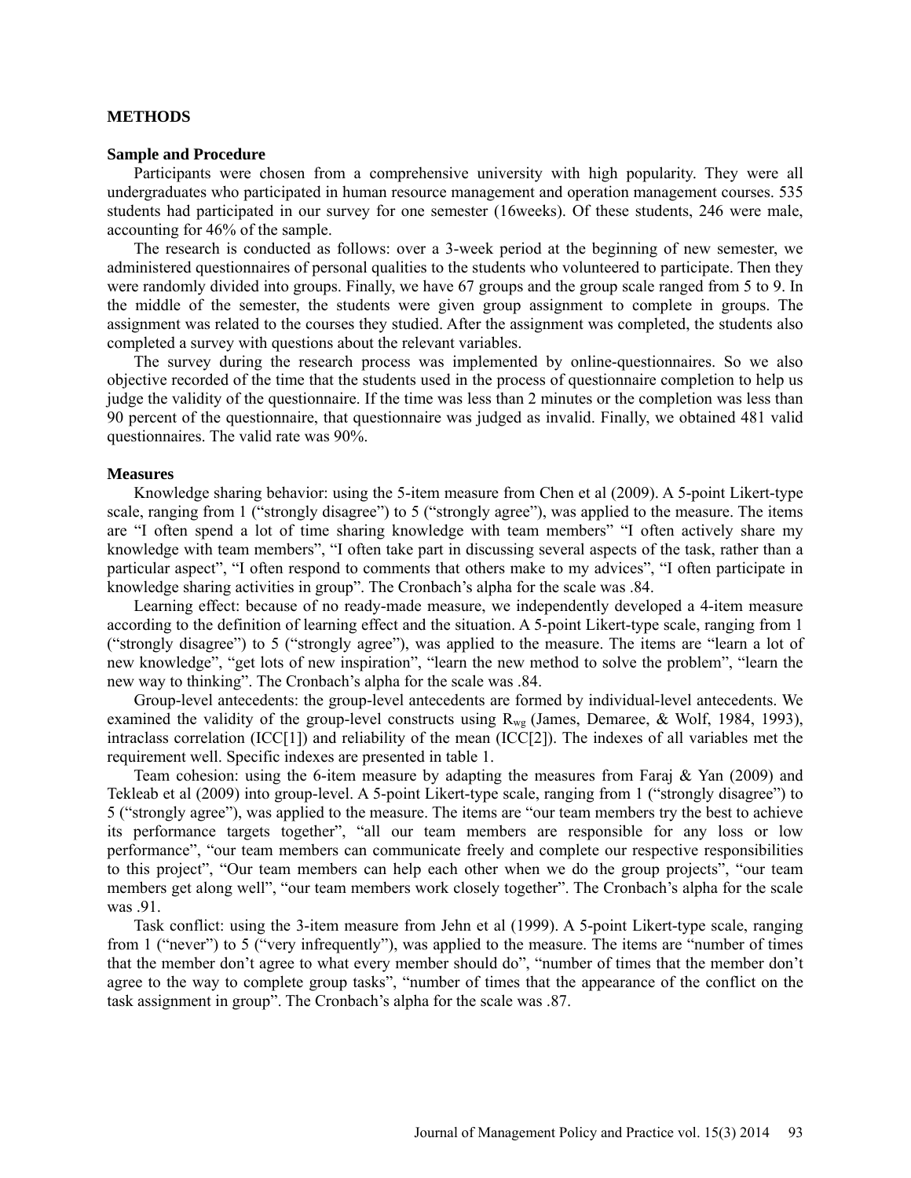## METHODS

### Sample and Procedure

Participants were chosen from a comprehensive university with high popularity. They were all undergraduates who participated in human resource management and operation management courses. 535 students had participated in our survey for one semester (16weeks). Of these students, 246 were male, accounting for 46% of the sample.

The research is conducted as follows: over a 3-week period at the beginning of new semester, we administered questionnaires of personal qualities to the students who volunteered to participate. Then they were randomly divided into groups. Finally, we have 67 groups and the group scale ranged from 5 to 9. In the middle of the semester, the students were given group assignment to complete in groups. The assignment was related to the courses they studied. After the assignment was completed, the students also completed a survey with questions about the relevant variables.

The survey during the research process was implemented by online-questionnaires. So we also objective recorded of the time that the students used in the process of questionnaire completion to help us judge the validity of the questionnaire. If the time was less than 2 minutes or the completion was less than 90 percent of the questionnaire, that questionnaire was judged as invalid. Finally, we obtained 481 valid questionnaires. The valid rate was 90%.

### Measures

Knowledge sharing behavior: using the 5-item measure from Chen et al (2009). A 5-point Likert-type scale, ranging from 1 ("strongly disagree") to 5 ("strongly agree"), was applied to the measure. The items are "I often spend a lot of time sharing knowledge with team members" "I often actively share my knowledge with team members", "I often take part in discussing several aspects of the task, rather than a particular aspect", "I often respond to comments that others make to my advices", "I often participate in knowledge sharing activities in group". The Cronbach's alpha for the scale was .84.

Learning effect: because of no ready-made measure, we independently developed a 4-item measure according to the definition of learning effect and the situation. A 5-point Likert-type scale, ranging from 1 ("strongly disagree") to 5 ("strongly agree"), was applied to the measure. The items are "learn a lot of new knowledge", "get lots of new inspiration", "learn the new method to solve the problem", "learn the new way to thinking". The Cronbach's alpha for the scale was .84.

Group-level antecedents: the group-level antecedents are formed by individual-level antecedents. We examined the validity of the group-level constructs using $R_{wg}$ (James, Demaree, & Wolf, 1984, 1993), intraclass correlation (ICC[1]) and reliability of the mean (ICC[2]). The indexes of all variables met the requirement well. Specific indexes are presented in table 1.

Team cohesion: using the 6-item measure by adapting the measures from Faraj & Yan (2009) and Tekleab et al (2009) into group-level. A 5-point Likert-type scale, ranging from 1 ("strongly disagree") to 5 ("strongly agree"), was applied to the measure. The items are "our team members try the best to achieve its performance targets together", "all our team members are responsible for any loss or low performance", "our team members can communicate freely and complete our respective responsibilities to this project", "Our team members can help each other when we do the group projects", "our team members get along well", "our team members work closely together". The Cronbach's alpha for the scale was .91.

Task conflict: using the 3-item measure from Jehn et al (1999). A 5-point Likert-type scale, ranging from 1 ("never") to 5 ("very infrequently"), was applied to the measure. The items are "number of times that the member don't agree to what every member should do", "number of times that the member don't agree to the way to complete group tasks", "number of times that the appearance of the conflict on the task assignment in group". The Cronbach's alpha for the scale was .87.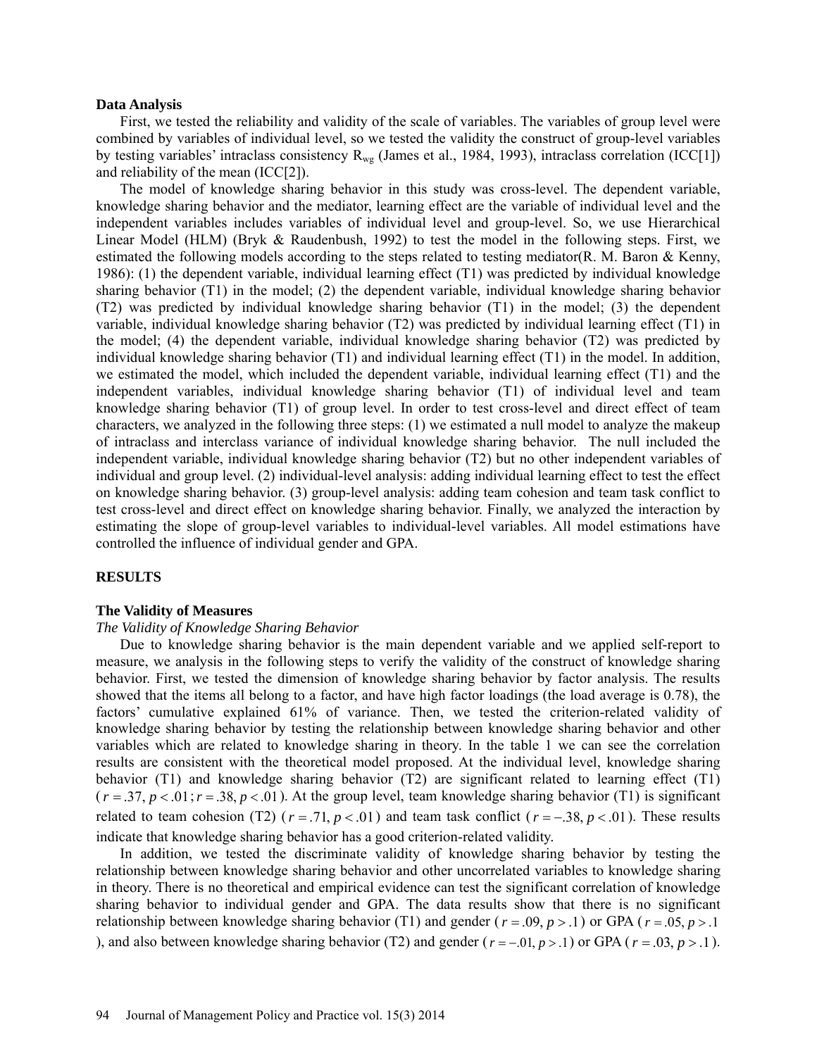### Data Analysis

First, we tested the reliability and validity of the scale of variables. The variables of group level were combined by variables of individual level, so we tested the validity the construct of group-level variables by testing variables' intraclass consistency $R_{wg}$ (James et al., 1984, 1993), intraclass correlation (ICC[1]) and reliability of the mean (ICC[2]).

The model of knowledge sharing behavior in this study was cross-level. The dependent variable, knowledge sharing behavior and the mediator, learning effect are the variable of individual level and the independent variables includes variables of individual level and group-level. So, we use Hierarchical Linear Model (HLM) (Bryk & Raudenbush, 1992) to test the model in the following steps. First, we estimated the following models according to the steps related to testing mediator(R. M. Baron & Kenny, 1986): (1) the dependent variable, individual learning effect (T1) was predicted by individual knowledge sharing behavior (T1) in the model; (2) the dependent variable, individual knowledge sharing behavior (T2) was predicted by individual knowledge sharing behavior (T1) in the model; (3) the dependent variable, individual knowledge sharing behavior (T2) was predicted by individual learning effect (T1) in the model; (4) the dependent variable, individual knowledge sharing behavior (T2) was predicted by individual knowledge sharing behavior (T1) and individual learning effect (T1) in the model. In addition, we estimated the model, which included the dependent variable, individual learning effect (T1) and the independent variables, individual knowledge sharing behavior (T1) of individual level and team knowledge sharing behavior (T1) of group level. In order to test cross-level and direct effect of team characters, we analyzed in the following three steps: (1) we estimated a null model to analyze the makeup of intraclass and interclass variance of individual knowledge sharing behavior. The null included the independent variable, individual knowledge sharing behavior (T2) but no other independent variables of individual and group level. (2) individual-level analysis: adding individual learning effect to test the effect on knowledge sharing behavior. (3) group-level analysis: adding team cohesion and team task conflict to test cross-level and direct effect on knowledge sharing behavior. Finally, we analyzed the interaction by estimating the slope of group-level variables to individual-level variables. All model estimations have controlled the influence of individual gender and GPA.

## RESULTS

### The Validity of Measures

*The Validity of Knowledge Sharing Behavior*

Due to knowledge sharing behavior is the main dependent variable and we applied self-report to measure, we analysis in the following steps to verify the validity of the construct of knowledge sharing behavior. First, we tested the dimension of knowledge sharing behavior by factor analysis. The results showed that the items all belong to a factor, and have high factor loadings (the load average is 0.78), the factors' cumulative explained 61% of variance. Then, we tested the criterion-related validity of knowledge sharing behavior by testing the relationship between knowledge sharing behavior and other variables which are related to knowledge sharing in theory. In the table 1 we can see the correlation results are consistent with the theoretical model proposed. At the individual level, knowledge sharing behavior (T1) and knowledge sharing behavior (T2) are significant related to learning effect (T1) ($r = .37, p < .01; r = .38, p < .01$). At the group level, team knowledge sharing behavior (T1) is significant related to team cohesion (T2) ($r = .71, p < .01$) and team task conflict ($r = -.38, p < .01$). These results indicate that knowledge sharing behavior has a good criterion-related validity.

In addition, we tested the discriminate validity of knowledge sharing behavior by testing the relationship between knowledge sharing behavior and other uncorrelated variables to knowledge sharing in theory. There is no theoretical and empirical evidence can test the significant correlation of knowledge sharing behavior to individual gender and GPA. The data results show that there is no significant relationship between knowledge sharing behavior (T1) and gender ($r = .09, p > .1$) or GPA ($r = .05, p > .1$), and also between knowledge sharing behavior (T2) and gender ($r = -.01, p > .1$) or GPA ($r = .03, p > .1$).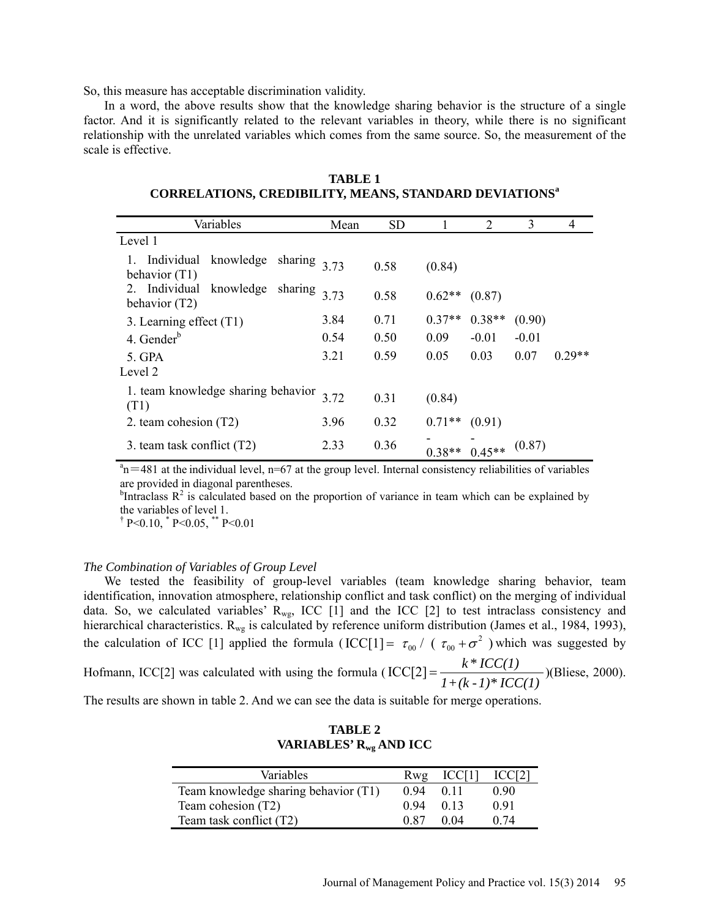So, this measure has acceptable discrimination validity.

In a word, the above results show that the knowledge sharing behavior is the structure of a single factor. And it is significantly related to the relevant variables in theory, while there is no significant relationship with the unrelated variables which comes from the same source. So, the measurement of the scale is effective.

**TABLE 1**
**CORRELATIONS, CREDIBILITY, MEANS, STANDARD DEVIATIONS[a]**

| Variables | Mean | SD | 1 | 2 | 3 | 4 |
|---|---|---|---|---|---|---|
| Level 1 | | | | | | |
| 1. Individual knowledge sharing behavior (T1) | 3.73 | 0.58 | (0.84) | | | |
| 2. Individual knowledge sharing behavior (T2) | 3.73 | 0.58 | 0.62** | (0.87) | | |
| 3. Learning effect (T1) | 3.84 | 0.71 | 0.37** | 0.38** | (0.90) | |
| 4. Gender[b] | 0.54 | 0.50 | 0.09 | -0.01 | -0.01 | |
| 5. GPA | 3.21 | 0.59 | 0.05 | 0.03 | 0.07 | 0.29** |
| Level 2 | | | | | | |
| 1. team knowledge sharing behavior (T1) | 3.72 | 0.31 | (0.84) | | | |
| 2. team cohesion (T2) | 3.96 | 0.32 | 0.71** | (0.91) | | |
| 3. team task conflict (T2) | 2.33 | 0.36 | -0.38** | -0.45** | (0.87) | |

[a]n＝481 at the individual level, n=67 at the group level. Internal consistency reliabilities of variables are provided in diagonal parentheses.
[b]Intraclass $R^2$ is calculated based on the proportion of variance in team which can be explained by the variables of level 1.
† P<0.10, * P<0.05, ** P<0.01

*The Combination of Variables of Group Level*

We tested the feasibility of group-level variables (team knowledge sharing behavior, team identification, innovation atmosphere, relationship conflict and task conflict) on the merging of individual data. So, we calculated variables' $R_{wg}$, ICC [1] and the ICC [2] to test intraclass consistency and hierarchical characteristics. $R_{wg}$ is calculated by reference uniform distribution (James et al., 1984, 1993), the calculation of ICC [1] applied the formula ($\text{ICC}[1] = \tau_{00} / (\tau_{00} + \sigma^2)$) which was suggested by Hofmann, ICC[2] was calculated with using the formula ($\text{ICC}[2] = \frac{k * ICC(1)}{1 + (k-1) * ICC(1)}$)(Bliese, 2000). The results are shown in table 2. And we can see the data is suitable for merge operations.

**TABLE 2**
**VARIABLES' $R_{wg}$ AND ICC**

| Variables | Rwg | ICC[1] | ICC[2] |
|---|---|---|---|
| Team knowledge sharing behavior (T1) | 0.94 | 0.11 | 0.90 |
| Team cohesion (T2) | 0.94 | 0.13 | 0.91 |
| Team task conflict (T2) | 0.87 | 0.04 | 0.74 |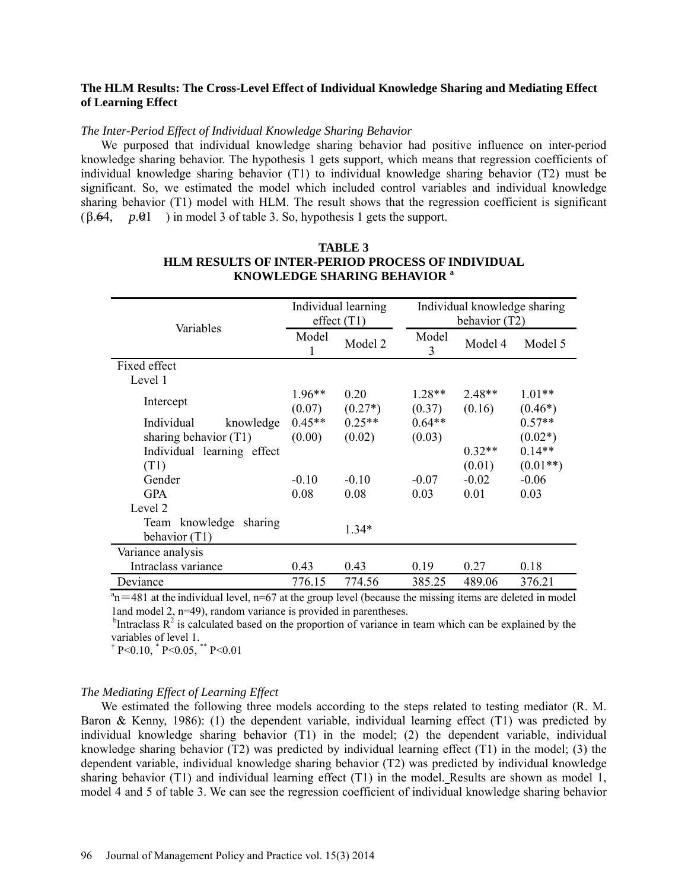### The HLM Results: The Cross-Level Effect of Individual Knowledge Sharing and Mediating Effect of Learning Effect

*The Inter-Period Effect of Individual Knowledge Sharing Behavior*

We purposed that individual knowledge sharing behavior had positive influence on inter-period knowledge sharing behavior. The hypothesis 1 gets support, which means that regression coefficients of individual knowledge sharing behavior (T1) to individual knowledge sharing behavior (T2) must be significant. So, we estimated the model which included control variables and individual knowledge sharing behavior (T1) model with HLM. The result shows that the regression coefficient is significant ($\beta = .64$, $p < .01$) in model 3 of table 3. So, hypothesis 1 gets the support.

**TABLE 3**
**HLM RESULTS OF INTER-PERIOD PROCESS OF INDIVIDUAL KNOWLEDGE SHARING BEHAVIOR [a]**

| Variables | Individual learning effect (T1) | | Individual knowledge sharing behavior (T2) | | |
|---|---|---|---|---|---|
| | Model 1 | Model 2 | Model 3 | Model 4 | Model 5 |
| Fixed effect | | | | | |
| Level 1 | | | | | |
| Intercept | 1.96** (0.07) | 0.20 (0.27*) | 1.28** (0.37) | 2.48** (0.16) | 1.01** (0.46*) |
| Individual knowledge sharing behavior (T1) | 0.45** (0.00) | 0.25** (0.02) | 0.64** (0.03) | | 0.57** (0.02*) |
| Individual learning effect (T1) | | | | 0.32** (0.01) | 0.14** (0.01**) |
| Gender | -0.10 | -0.10 | -0.07 | -0.02 | -0.06 |
| GPA | 0.08 | 0.08 | 0.03 | 0.01 | 0.03 |
| Level 2 | | | | | |
| Team knowledge sharing behavior (T1) | | 1.34* | | | |
| Variance analysis | | | | | |
| Intraclass variance | 0.43 | 0.43 | 0.19 | 0.27 | 0.18 |
| Deviance | 776.15 | 774.56 | 385.25 | 489.06 | 376.21 |

[a]n＝481 at the individual level, n=67 at the group level (because the missing items are deleted in model 1and model 2, n=49), random variance is provided in parentheses.
[b]Intraclass $R^2$ is calculated based on the proportion of variance in team which can be explained by the variables of level 1.
[†] P<0.10, [*] P<0.05, [**] P<0.01

*The Mediating Effect of Learning Effect*

We estimated the following three models according to the steps related to testing mediator (R. M. Baron & Kenny, 1986): (1) the dependent variable, individual learning effect (T1) was predicted by individual knowledge sharing behavior (T1) in the model; (2) the dependent variable, individual knowledge sharing behavior (T2) was predicted by individual learning effect (T1) in the model; (3) the dependent variable, individual knowledge sharing behavior (T2) was predicted by individual knowledge sharing behavior (T1) and individual learning effect (T1) in the model. Results are shown as model 1, model 4 and 5 of table 3. We can see the regression coefficient of individual knowledge sharing behavior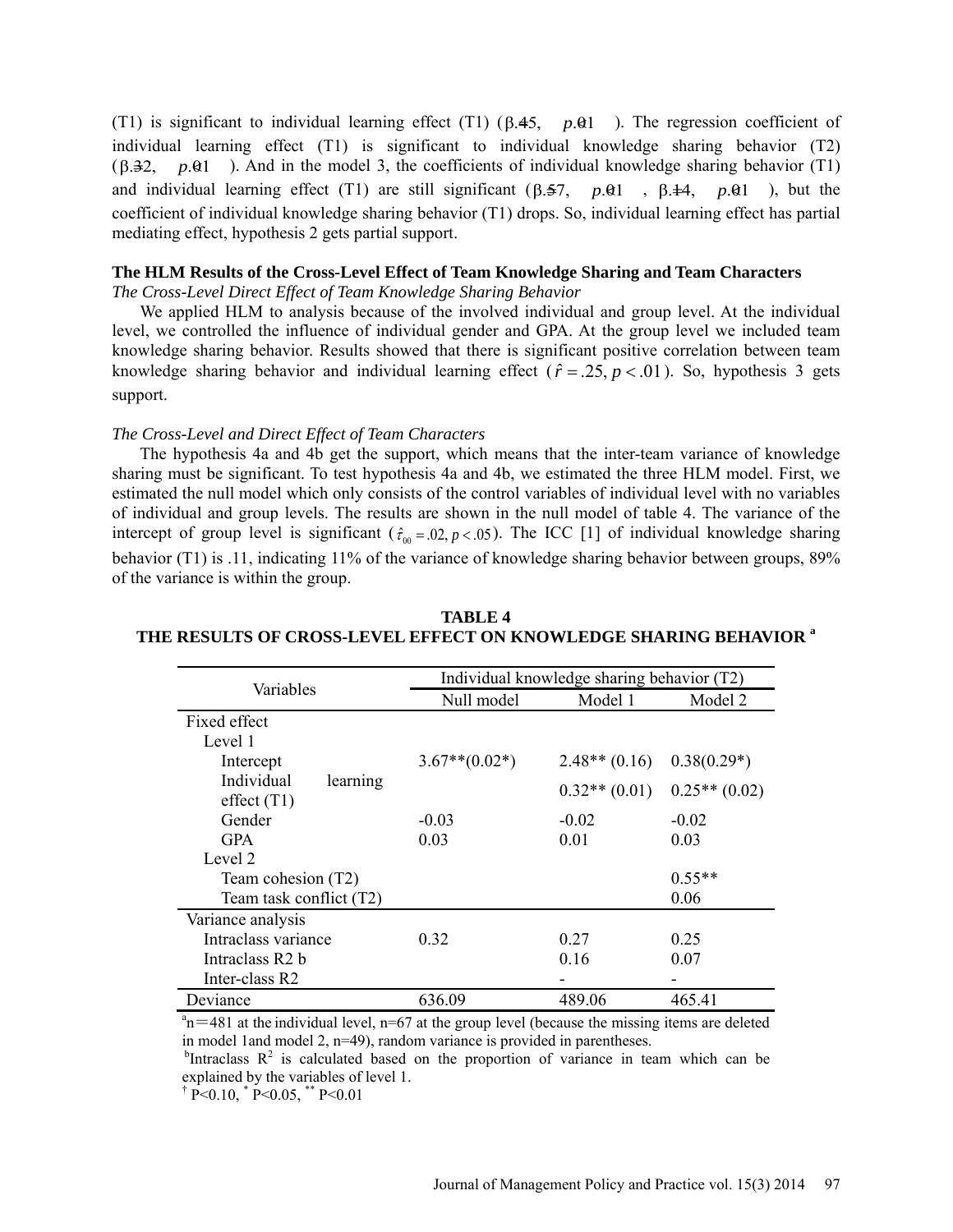(T1) is significant to individual learning effect (T1) ($\beta$.45, $p$.01 ). The regression coefficient of individual learning effect (T1) is significant to individual knowledge sharing behavior (T2) ($\beta$.32, $p$.01 ). And in the model 3, the coefficients of individual knowledge sharing behavior (T1) and individual learning effect (T1) are still significant ($\beta$.57, $p$.01 , $\beta$.14, $p$.01 ), but the coefficient of individual knowledge sharing behavior (T1) drops. So, individual learning effect has partial mediating effect, hypothesis 2 gets partial support.

### The HLM Results of the Cross-Level Effect of Team Knowledge Sharing and Team Characters

*The Cross-Level Direct Effect of Team Knowledge Sharing Behavior*

We applied HLM to analysis because of the involved individual and group level. At the individual level, we controlled the influence of individual gender and GPA. At the group level we included team knowledge sharing behavior. Results showed that there is significant positive correlation between team knowledge sharing behavior and individual learning effect ($\hat{r} = .25, p < .01$). So, hypothesis 3 gets support.

*The Cross-Level and Direct Effect of Team Characters*

The hypothesis 4a and 4b get the support, which means that the inter-team variance of knowledge sharing must be significant. To test hypothesis 4a and 4b, we estimated the three HLM model. First, we estimated the null model which only consists of the control variables of individual level with no variables of individual and group levels. The results are shown in the null model of table 4. The variance of the intercept of group level is significant ($\hat{\tau}_{00} = .02, p < .05$). The ICC [1] of individual knowledge sharing behavior (T1) is .11, indicating 11% of the variance of knowledge sharing behavior between groups, 89% of the variance is within the group.

**TABLE 4**
**THE RESULTS OF CROSS-LEVEL EFFECT ON KNOWLEDGE SHARING BEHAVIOR [a]**

| Variables | Individual knowledge sharing behavior (T2) | | |
|---|---|---|---|
| | Null model | Model 1 | Model 2 |
| Fixed effect | | | |
| Level 1 | | | |
| Intercept | 3.67**(0.02*) | 2.48** (0.16) | 0.38(0.29*) |
| Individual learning effect (T1) | | 0.32** (0.01) | 0.25** (0.02) |
| Gender | -0.03 | -0.02 | -0.02 |
| GPA | 0.03 | 0.01 | 0.03 |
| Level 2 | | | |
| Team cohesion (T2) | | | 0.55** |
| Team task conflict (T2) | | | 0.06 |
| Variance analysis | | | |
| Intraclass variance | 0.32 | 0.27 | 0.25 |
| Intraclass R2 b | | 0.16 | 0.07 |
| Inter-class R2 | | - | - |
| Deviance | 636.09 | 489.06 | 465.41 |

[a]n＝481 at the individual level, n=67 at the group level (because the missing items are deleted in model 1and model 2, n=49), random variance is provided in parentheses.

[b]Intraclass $R^2$ is calculated based on the proportion of variance in team which can be explained by the variables of level 1.

† P<0.10, * P<0.05, ** P<0.01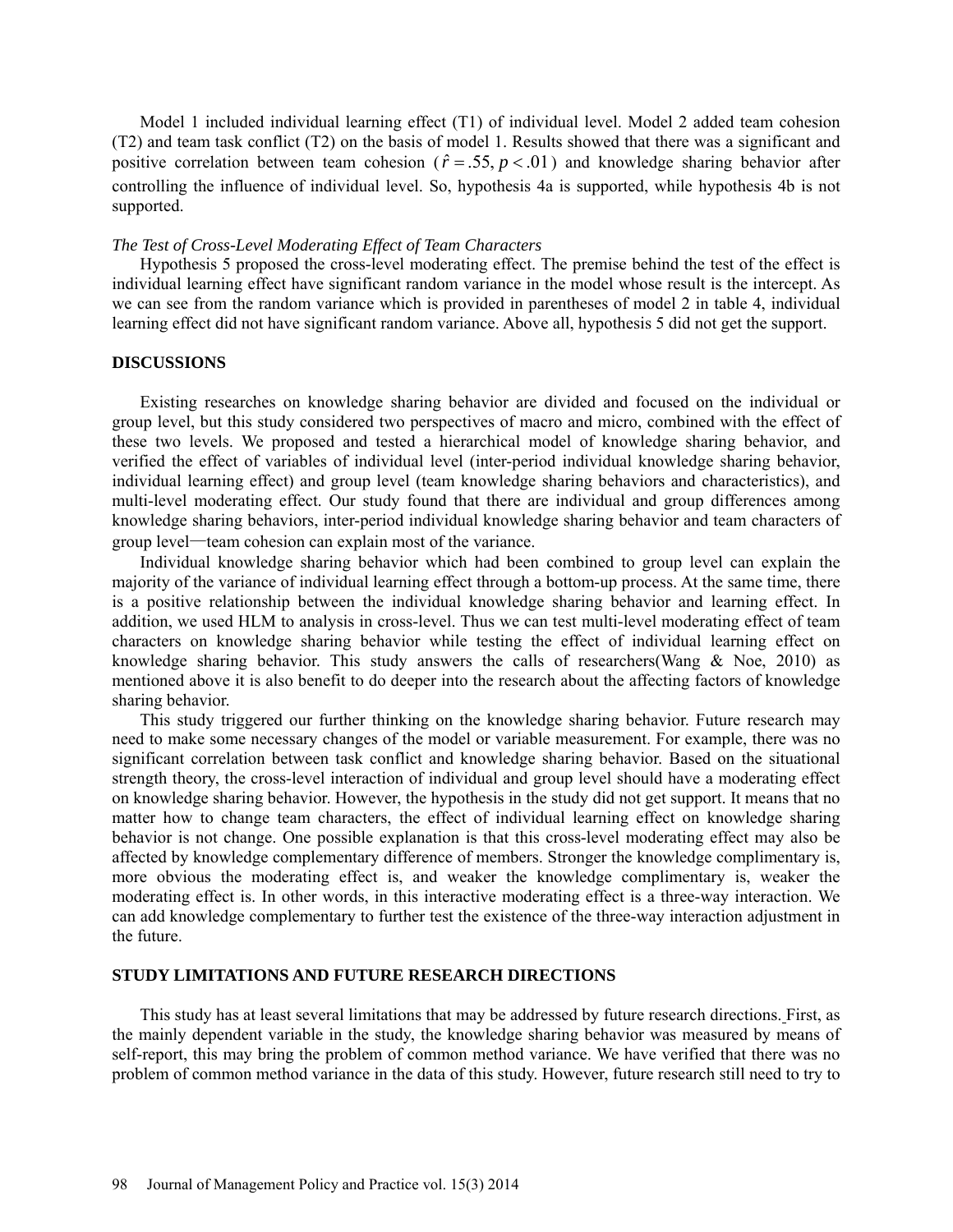Model 1 included individual learning effect (T1) of individual level. Model 2 added team cohesion (T2) and team task conflict (T2) on the basis of model 1. Results showed that there was a significant and positive correlation between team cohesion ( $\hat{r} = .55, p < .01$ ) and knowledge sharing behavior after controlling the influence of individual level. So, hypothesis 4a is supported, while hypothesis 4b is not supported.

*The Test of Cross-Level Moderating Effect of Team Characters*

Hypothesis 5 proposed the cross-level moderating effect. The premise behind the test of the effect is individual learning effect have significant random variance in the model whose result is the intercept. As we can see from the random variance which is provided in parentheses of model 2 in table 4, individual learning effect did not have significant random variance. Above all, hypothesis 5 did not get the support.

## DISCUSSIONS

Existing researches on knowledge sharing behavior are divided and focused on the individual or group level, but this study considered two perspectives of macro and micro, combined with the effect of these two levels. We proposed and tested a hierarchical model of knowledge sharing behavior, and verified the effect of variables of individual level (inter-period individual knowledge sharing behavior, individual learning effect) and group level (team knowledge sharing behaviors and characteristics), and multi-level moderating effect. Our study found that there are individual and group differences among knowledge sharing behaviors, inter-period individual knowledge sharing behavior and team characters of group level—team cohesion can explain most of the variance.

Individual knowledge sharing behavior which had been combined to group level can explain the majority of the variance of individual learning effect through a bottom-up process. At the same time, there is a positive relationship between the individual knowledge sharing behavior and learning effect. In addition, we used HLM to analysis in cross-level. Thus we can test multi-level moderating effect of team characters on knowledge sharing behavior while testing the effect of individual learning effect on knowledge sharing behavior. This study answers the calls of researchers(Wang & Noe, 2010) as mentioned above it is also benefit to do deeper into the research about the affecting factors of knowledge sharing behavior.

This study triggered our further thinking on the knowledge sharing behavior. Future research may need to make some necessary changes of the model or variable measurement. For example, there was no significant correlation between task conflict and knowledge sharing behavior. Based on the situational strength theory, the cross-level interaction of individual and group level should have a moderating effect on knowledge sharing behavior. However, the hypothesis in the study did not get support. It means that no matter how to change team characters, the effect of individual learning effect on knowledge sharing behavior is not change. One possible explanation is that this cross-level moderating effect may also be affected by knowledge complementary difference of members. Stronger the knowledge complimentary is, more obvious the moderating effect is, and weaker the knowledge complimentary is, weaker the moderating effect is. In other words, in this interactive moderating effect is a three-way interaction. We can add knowledge complementary to further test the existence of the three-way interaction adjustment in the future.

## STUDY LIMITATIONS AND FUTURE RESEARCH DIRECTIONS

This study has at least several limitations that may be addressed by future research directions. First, as the mainly dependent variable in the study, the knowledge sharing behavior was measured by means of self-report, this may bring the problem of common method variance. We have verified that there was no problem of common method variance in the data of this study. However, future research still need to try to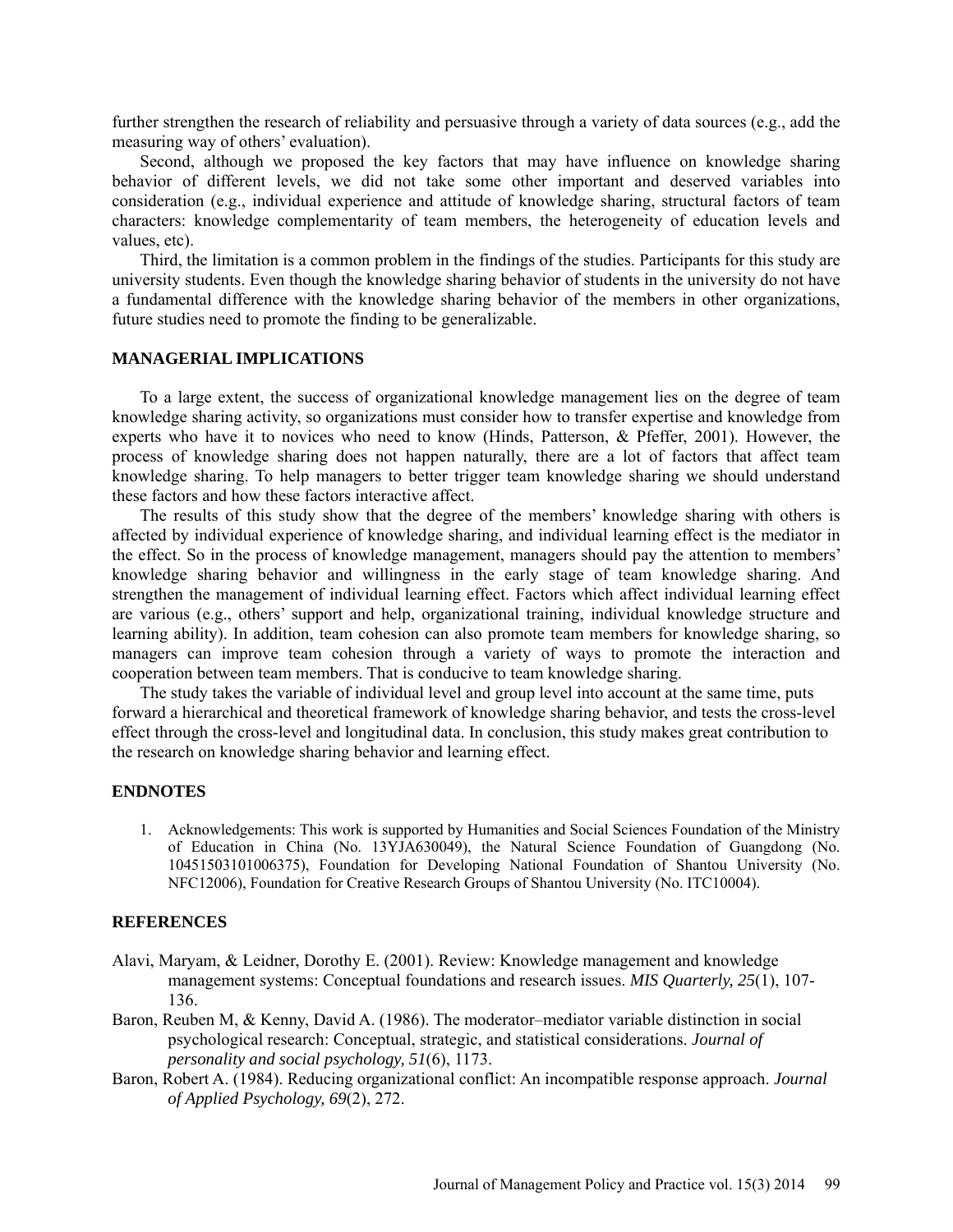further strengthen the research of reliability and persuasive through a variety of data sources (e.g., add the measuring way of others' evaluation).

Second, although we proposed the key factors that may have influence on knowledge sharing behavior of different levels, we did not take some other important and deserved variables into consideration (e.g., individual experience and attitude of knowledge sharing, structural factors of team characters: knowledge complementarity of team members, the heterogeneity of education levels and values, etc).

Third, the limitation is a common problem in the findings of the studies. Participants for this study are university students. Even though the knowledge sharing behavior of students in the university do not have a fundamental difference with the knowledge sharing behavior of the members in other organizations, future studies need to promote the finding to be generalizable.

## MANAGERIAL IMPLICATIONS

To a large extent, the success of organizational knowledge management lies on the degree of team knowledge sharing activity, so organizations must consider how to transfer expertise and knowledge from experts who have it to novices who need to know (Hinds, Patterson, & Pfeffer, 2001). However, the process of knowledge sharing does not happen naturally, there are a lot of factors that affect team knowledge sharing. To help managers to better trigger team knowledge sharing we should understand these factors and how these factors interactive affect.

The results of this study show that the degree of the members' knowledge sharing with others is affected by individual experience of knowledge sharing, and individual learning effect is the mediator in the effect. So in the process of knowledge management, managers should pay the attention to members' knowledge sharing behavior and willingness in the early stage of team knowledge sharing. And strengthen the management of individual learning effect. Factors which affect individual learning effect are various (e.g., others' support and help, organizational training, individual knowledge structure and learning ability). In addition, team cohesion can also promote team members for knowledge sharing, so managers can improve team cohesion through a variety of ways to promote the interaction and cooperation between team members. That is conducive to team knowledge sharing.

The study takes the variable of individual level and group level into account at the same time, puts forward a hierarchical and theoretical framework of knowledge sharing behavior, and tests the cross-level effect through the cross-level and longitudinal data. In conclusion, this study makes great contribution to the research on knowledge sharing behavior and learning effect.

## ENDNOTES

1. Acknowledgements: This work is supported by Humanities and Social Sciences Foundation of the Ministry of Education in China (No. 13YJA630049), the Natural Science Foundation of Guangdong (No. 10451503101006375), Foundation for Developing National Foundation of Shantou University (No. NFC12006), Foundation for Creative Research Groups of Shantou University (No. ITC10004).

## REFERENCES

Alavi, Maryam, & Leidner, Dorothy E. (2001). Review: Knowledge management and knowledge management systems: Conceptual foundations and research issues. *MIS Quarterly, 25*(1), 107-136.

Baron, Reuben M, & Kenny, David A. (1986). The moderator–mediator variable distinction in social psychological research: Conceptual, strategic, and statistical considerations. *Journal of personality and social psychology, 51*(6), 1173.

Baron, Robert A. (1984). Reducing organizational conflict: An incompatible response approach. *Journal of Applied Psychology, 69*(2), 272.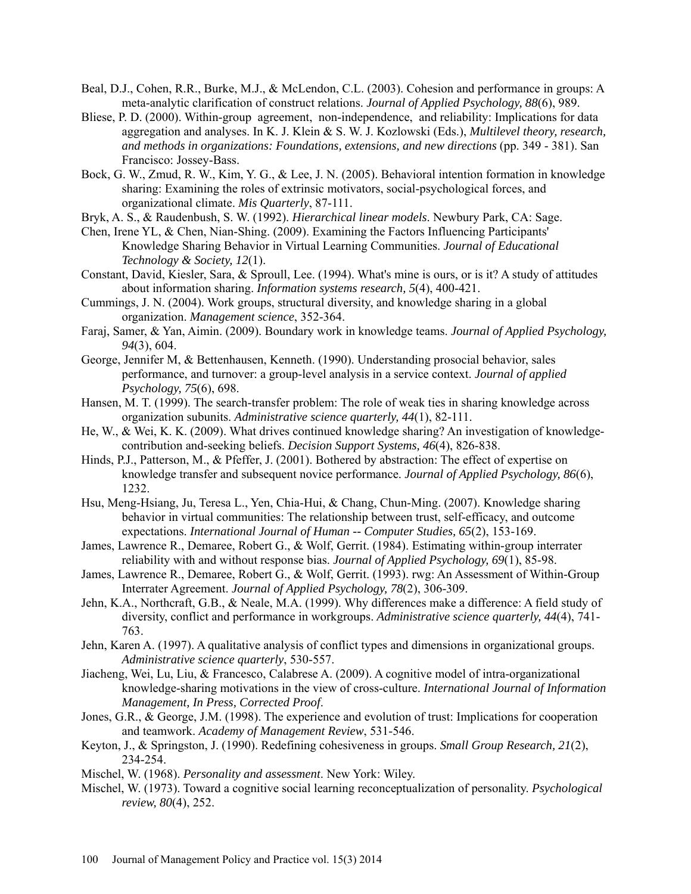Beal, D.J., Cohen, R.R., Burke, M.J., & McLendon, C.L. (2003). Cohesion and performance in groups: A meta-analytic clarification of construct relations. *Journal of Applied Psychology, 88*(6), 989.

Bliese, P. D. (2000). Within-group agreement, non-independence, and reliability: Implications for data aggregation and analyses. In K. J. Klein & S. W. J. Kozlowski (Eds.), *Multilevel theory, research, and methods in organizations: Foundations, extensions, and new directions* (pp. 349 - 381). San Francisco: Jossey-Bass.

Bock, G. W., Zmud, R. W., Kim, Y. G., & Lee, J. N. (2005). Behavioral intention formation in knowledge sharing: Examining the roles of extrinsic motivators, social-psychological forces, and organizational climate. *Mis Quarterly*, 87-111.

Bryk, A. S., & Raudenbush, S. W. (1992). *Hierarchical linear models*. Newbury Park, CA: Sage.

Chen, Irene YL, & Chen, Nian-Shing. (2009). Examining the Factors Influencing Participants' Knowledge Sharing Behavior in Virtual Learning Communities. *Journal of Educational Technology & Society, 12*(1).

Constant, David, Kiesler, Sara, & Sproull, Lee. (1994). What's mine is ours, or is it? A study of attitudes about information sharing. *Information systems research, 5*(4), 400-421.

Cummings, J. N. (2004). Work groups, structural diversity, and knowledge sharing in a global organization. *Management science*, 352-364.

Faraj, Samer, & Yan, Aimin. (2009). Boundary work in knowledge teams. *Journal of Applied Psychology, 94*(3), 604.

George, Jennifer M, & Bettenhausen, Kenneth. (1990). Understanding prosocial behavior, sales performance, and turnover: a group-level analysis in a service context. *Journal of applied Psychology, 75*(6), 698.

Hansen, M. T. (1999). The search-transfer problem: The role of weak ties in sharing knowledge across organization subunits. *Administrative science quarterly, 44*(1), 82-111.

He, W., & Wei, K. K. (2009). What drives continued knowledge sharing? An investigation of knowledge-contribution and-seeking beliefs. *Decision Support Systems, 46*(4), 826-838.

Hinds, P.J., Patterson, M., & Pfeffer, J. (2001). Bothered by abstraction: The effect of expertise on knowledge transfer and subsequent novice performance. *Journal of Applied Psychology, 86*(6), 1232.

Hsu, Meng-Hsiang, Ju, Teresa L., Yen, Chia-Hui, & Chang, Chun-Ming. (2007). Knowledge sharing behavior in virtual communities: The relationship between trust, self-efficacy, and outcome expectations. *International Journal of Human -- Computer Studies, 65*(2), 153-169.

James, Lawrence R., Demaree, Robert G., & Wolf, Gerrit. (1984). Estimating within-group interrater reliability with and without response bias. *Journal of Applied Psychology, 69*(1), 85-98.

James, Lawrence R., Demaree, Robert G., & Wolf, Gerrit. (1993). rwg: An Assessment of Within-Group Interrater Agreement. *Journal of Applied Psychology, 78*(2), 306-309.

Jehn, K.A., Northcraft, G.B., & Neale, M.A. (1999). Why differences make a difference: A field study of diversity, conflict and performance in workgroups. *Administrative science quarterly, 44*(4), 741-763.

Jehn, Karen A. (1997). A qualitative analysis of conflict types and dimensions in organizational groups. *Administrative science quarterly*, 530-557.

Jiacheng, Wei, Lu, Liu, & Francesco, Calabrese A. (2009). A cognitive model of intra-organizational knowledge-sharing motivations in the view of cross-culture. *International Journal of Information Management, In Press, Corrected Proof*.

Jones, G.R., & George, J.M. (1998). The experience and evolution of trust: Implications for cooperation and teamwork. *Academy of Management Review*, 531-546.

Keyton, J., & Springston, J. (1990). Redefining cohesiveness in groups. *Small Group Research, 21*(2), 234-254.

Mischel, W. (1968). *Personality and assessment*. New York: Wiley.

Mischel, W. (1973). Toward a cognitive social learning reconceptualization of personality. *Psychological review, 80*(4), 252.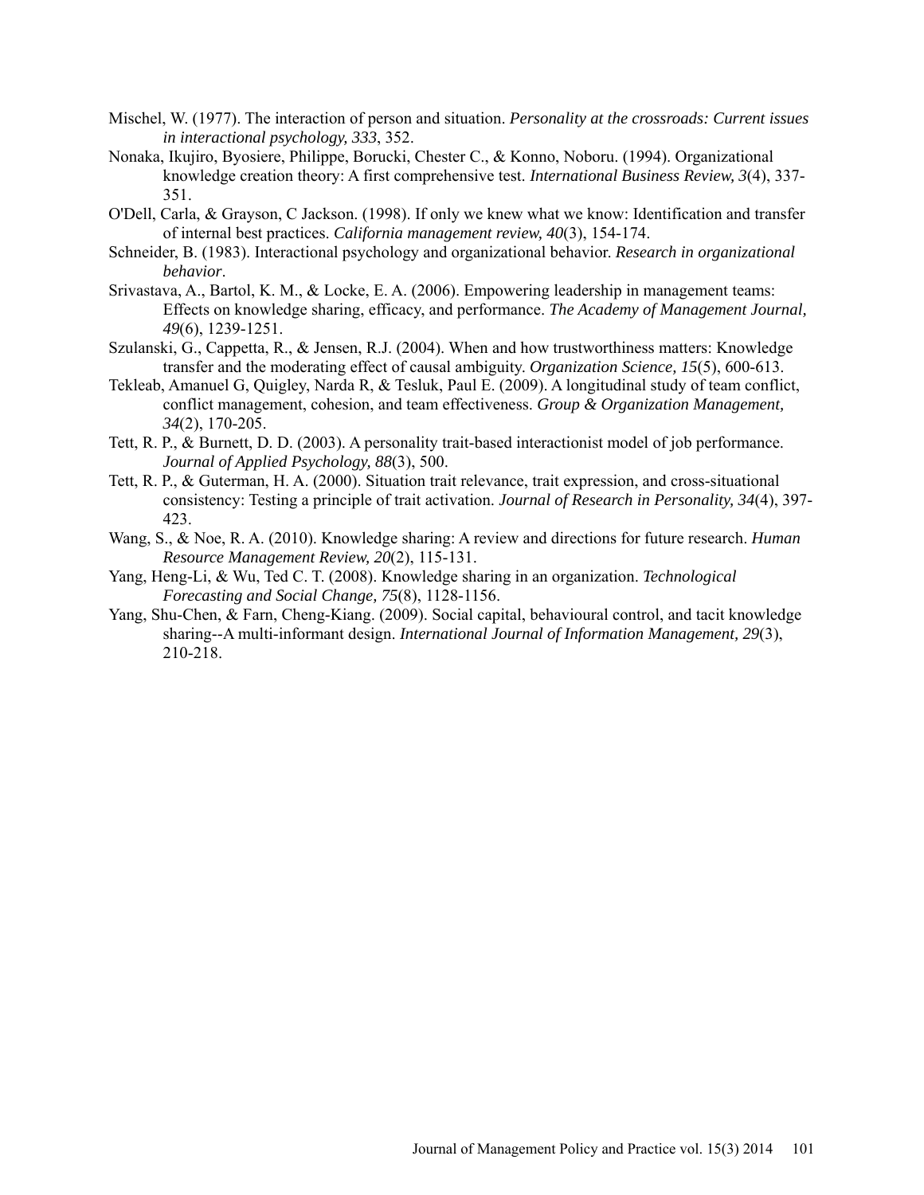Mischel, W. (1977). The interaction of person and situation. *Personality at the crossroads: Current issues in interactional psychology, 333*, 352.

Nonaka, Ikujiro, Byosiere, Philippe, Borucki, Chester C., & Konno, Noboru. (1994). Organizational knowledge creation theory: A first comprehensive test. *International Business Review, 3*(4), 337-351.

O'Dell, Carla, & Grayson, C Jackson. (1998). If only we knew what we know: Identification and transfer of internal best practices. *California management review, 40*(3), 154-174.

Schneider, B. (1983). Interactional psychology and organizational behavior. *Research in organizational behavior*.

Srivastava, A., Bartol, K. M., & Locke, E. A. (2006). Empowering leadership in management teams: Effects on knowledge sharing, efficacy, and performance. *The Academy of Management Journal, 49*(6), 1239-1251.

Szulanski, G., Cappetta, R., & Jensen, R.J. (2004). When and how trustworthiness matters: Knowledge transfer and the moderating effect of causal ambiguity. *Organization Science, 15*(5), 600-613.

Tekleab, Amanuel G, Quigley, Narda R, & Tesluk, Paul E. (2009). A longitudinal study of team conflict, conflict management, cohesion, and team effectiveness. *Group & Organization Management, 34*(2), 170-205.

Tett, R. P., & Burnett, D. D. (2003). A personality trait-based interactionist model of job performance. *Journal of Applied Psychology, 88*(3), 500.

Tett, R. P., & Guterman, H. A. (2000). Situation trait relevance, trait expression, and cross-situational consistency: Testing a principle of trait activation. *Journal of Research in Personality, 34*(4), 397-423.

Wang, S., & Noe, R. A. (2010). Knowledge sharing: A review and directions for future research. *Human Resource Management Review, 20*(2), 115-131.

Yang, Heng-Li, & Wu, Ted C. T. (2008). Knowledge sharing in an organization. *Technological Forecasting and Social Change, 75*(8), 1128-1156.

Yang, Shu-Chen, & Farn, Cheng-Kiang. (2009). Social capital, behavioural control, and tacit knowledge sharing--A multi-informant design. *International Journal of Information Management, 29*(3), 210-218.